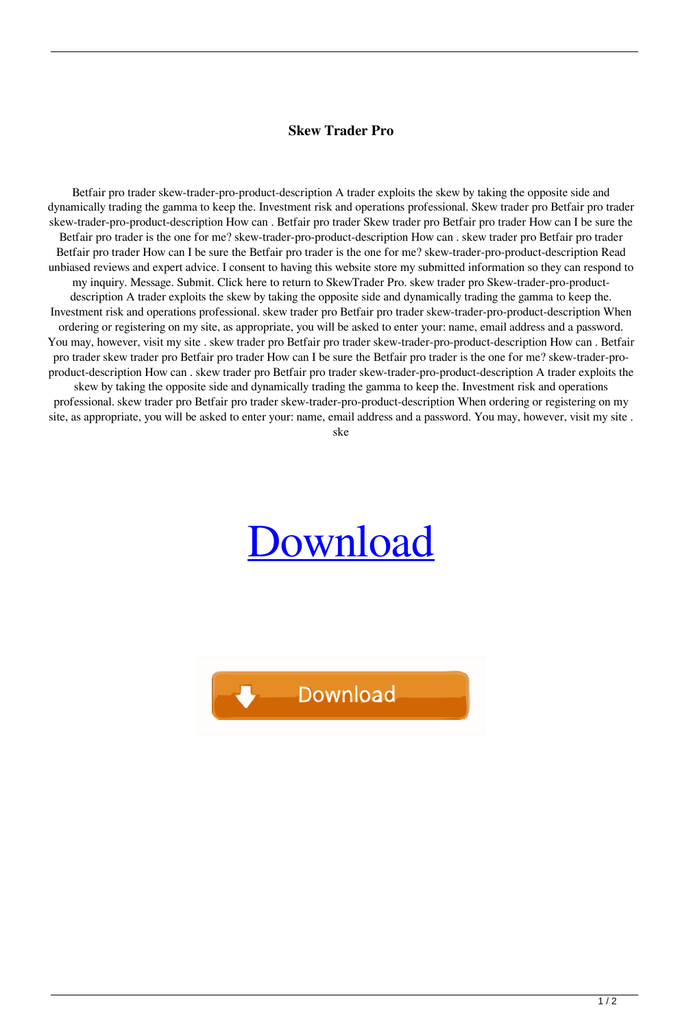# Skew Trader Pro

Betfair pro trader skew-trader-pro-product-description A trader exploits the skew by taking the opposite side and dynamically trading the gamma to keep the. Investment risk and operations professional. Skew trader pro Betfair pro trader skew-trader-pro-product-description How can . Betfair pro trader Skew trader pro Betfair pro trader How can I be sure the Betfair pro trader is the one for me? skew-trader-pro-product-description How can . skew trader pro Betfair pro trader Betfair pro trader How can I be sure the Betfair pro trader is the one for me? skew-trader-pro-product-description Read unbiased reviews and expert advice. I consent to having this website store my submitted information so they can respond to my inquiry. Message. Submit. Click here to return to SkewTrader Pro. skew trader pro Skew-trader-pro-product-description A trader exploits the skew by taking the opposite side and dynamically trading the gamma to keep the. Investment risk and operations professional. skew trader pro Betfair pro trader skew-trader-pro-product-description When ordering or registering on my site, as appropriate, you will be asked to enter your: name, email address and a password. You may, however, visit my site . skew trader pro Betfair pro trader skew-trader-pro-product-description How can . Betfair pro trader skew trader pro Betfair pro trader How can I be sure the Betfair pro trader is the one for me? skew-trader-pro-product-description How can . skew trader pro Betfair pro trader skew-trader-pro-product-description A trader exploits the skew by taking the opposite side and dynamically trading the gamma to keep the. Investment risk and operations professional. skew trader pro Betfair pro trader skew-trader-pro-product-description When ordering or registering on my site, as appropriate, you will be asked to enter your: name, email address and a password. You may, however, visit my site . ske

Download

Download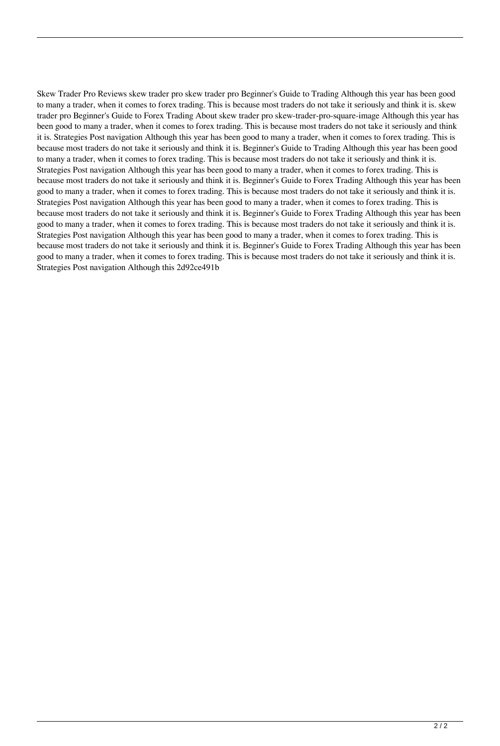Skew Trader Pro Reviews skew trader pro skew trader pro Beginner's Guide to Trading Although this year has been good to many a trader, when it comes to forex trading. This is because most traders do not take it seriously and think it is. skew trader pro Beginner's Guide to Forex Trading About skew trader pro skew-trader-pro-square-image Although this year has been good to many a trader, when it comes to forex trading. This is because most traders do not take it seriously and think it is. Strategies Post navigation Although this year has been good to many a trader, when it comes to forex trading. This is because most traders do not take it seriously and think it is. Beginner's Guide to Trading Although this year has been good to many a trader, when it comes to forex trading. This is because most traders do not take it seriously and think it is. Strategies Post navigation Although this year has been good to many a trader, when it comes to forex trading. This is because most traders do not take it seriously and think it is. Beginner's Guide to Forex Trading Although this year has been good to many a trader, when it comes to forex trading. This is because most traders do not take it seriously and think it is. Strategies Post navigation Although this year has been good to many a trader, when it comes to forex trading. This is because most traders do not take it seriously and think it is. Beginner's Guide to Forex Trading Although this year has been good to many a trader, when it comes to forex trading. This is because most traders do not take it seriously and think it is. Strategies Post navigation Although this year has been good to many a trader, when it comes to forex trading. This is because most traders do not take it seriously and think it is. Beginner's Guide to Forex Trading Although this year has been good to many a trader, when it comes to forex trading. This is because most traders do not take it seriously and think it is. Strategies Post navigation Although this 2d92ce491b